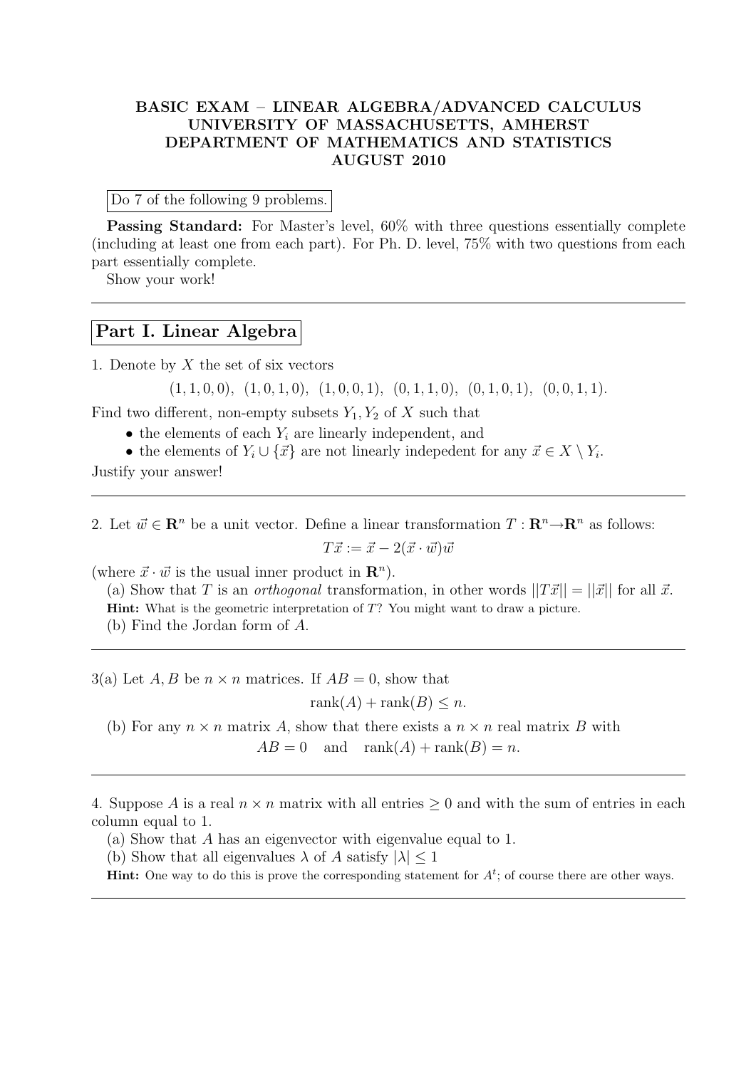**BASIC EXAM – LINEAR ALGEBRA/ADVANCED CALCULUS**
**UNIVERSITY OF MASSACHUSETTS, AMHERST**
**DEPARTMENT OF MATHEMATICS AND STATISTICS**
**AUGUST 2010**

Do 7 of the following 9 problems.

**Passing Standard:** For Master's level, 60% with three questions essentially complete (including at least one from each part). For Ph. D. level, 75% with two questions from each part essentially complete.

Show your work!

---

## Part I. Linear Algebra

1. Denote by $X$ the set of six vectors

$$(1,1,0,0),\ (1,0,1,0),\ (1,0,0,1),\ (0,1,1,0),\ (0,1,0,1),\ (0,0,1,1).$$

Find two different, non-empty subsets $Y_1, Y_2$ of $X$ such that

- the elements of each $Y_i$ are linearly independent, and
- the elements of $Y_i \cup \{\vec{x}\}$ are not linearly indepedent for any $\vec{x} \in X \setminus Y_i$.

Justify your answer!

---

2. Let $\vec{w} \in \mathbf{R}^n$ be a unit vector. Define a linear transformation $T : \mathbf{R}^n \to \mathbf{R}^n$ as follows:

$$T\vec{x} := \vec{x} - 2(\vec{x} \cdot \vec{w})\vec{w}$$

(where $\vec{x} \cdot \vec{w}$ is the usual inner product in $\mathbf{R}^n$).

(a) Show that $T$ is an *orthogonal* transformation, in other words $||T\vec{x}|| = ||\vec{x}||$ for all $\vec{x}$.

**Hint:** What is the geometric interpretation of $T$? You might want to draw a picture.

(b) Find the Jordan form of $A$.

---

3(a) Let $A, B$ be $n \times n$ matrices. If $AB = 0$, show that

$$\text{rank}(A) + \text{rank}(B) \leq n.$$

(b) For any $n \times n$ matrix $A$, show that there exists a $n \times n$ real matrix $B$ with

$$AB = 0 \quad \text{and} \quad \text{rank}(A) + \text{rank}(B) = n.$$

---

4. Suppose $A$ is a real $n \times n$ matrix with all entries $\geq 0$ and with the sum of entries in each column equal to 1.

(a) Show that $A$ has an eigenvector with eigenvalue equal to 1.

(b) Show that all eigenvalues $\lambda$ of $A$ satisfy $|\lambda| \leq 1$

**Hint:** One way to do this is prove the corresponding statement for $A^t$; of course there are other ways.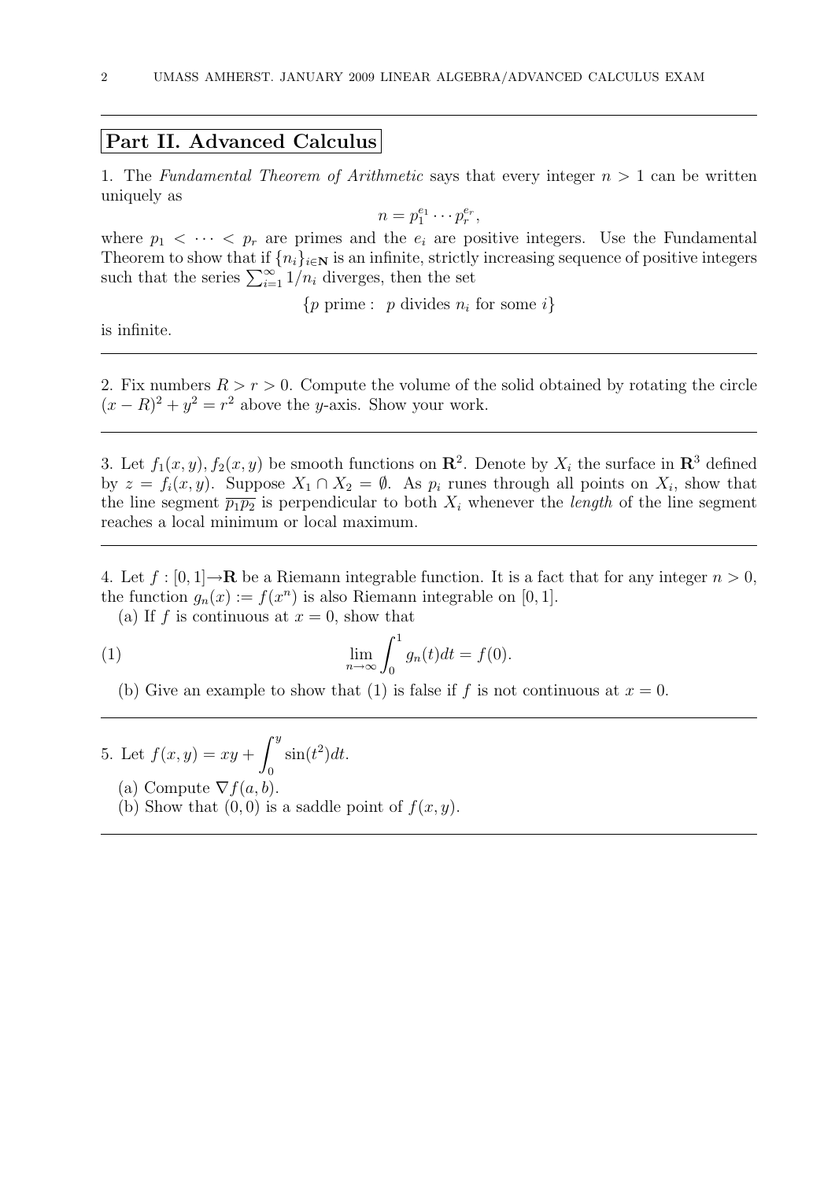## Part II. Advanced Calculus

1. The *Fundamental Theorem of Arithmetic* says that every integer $n > 1$ can be written uniquely as

$$n = p_1^{e_1} \cdots p_r^{e_r},$$

where $p_1 < \cdots < p_r$ are primes and the $e_i$ are positive integers. Use the Fundamental Theorem to show that if $\{n_i\}_{i \in \mathbf{N}}$ is an infinite, strictly increasing sequence of positive integers such that the series $\sum_{i=1}^{\infty} 1/n_i$ diverges, then the set

$$\{p \text{ prime} : \ p \text{ divides } n_i \text{ for some } i\}$$

is infinite.

---

2. Fix numbers $R > r > 0$. Compute the volume of the solid obtained by rotating the circle $(x - R)^2 + y^2 = r^2$ above the $y$-axis. Show your work.

---

3. Let $f_1(x, y), f_2(x, y)$ be smooth functions on $\mathbf{R}^2$. Denote by $X_i$ the surface in $\mathbf{R}^3$ defined by $z = f_i(x, y)$. Suppose $X_1 \cap X_2 = \emptyset$. As $p_i$ runes through all points on $X_i$, show that the line segment $\overline{p_1 p_2}$ is perpendicular to both $X_i$ whenever the *length* of the line segment reaches a local minimum or local maximum.

---

4. Let $f : [0, 1] \rightarrow \mathbf{R}$ be a Riemann integrable function. It is a fact that for any integer $n > 0$, the function $g_n(x) := f(x^n)$ is also Riemann integrable on $[0, 1]$.

(a) If $f$ is continuous at $x = 0$, show that

$$\lim_{n \to \infty} \int_0^1 g_n(t) dt = f(0). \tag{1}$$

(b) Give an example to show that (1) is false if $f$ is not continuous at $x = 0$.

---

5. Let $f(x, y) = xy + \displaystyle\int_0^y \sin(t^2) dt$.

(a) Compute $\nabla f(a, b)$.

(b) Show that $(0, 0)$ is a saddle point of $f(x, y)$.